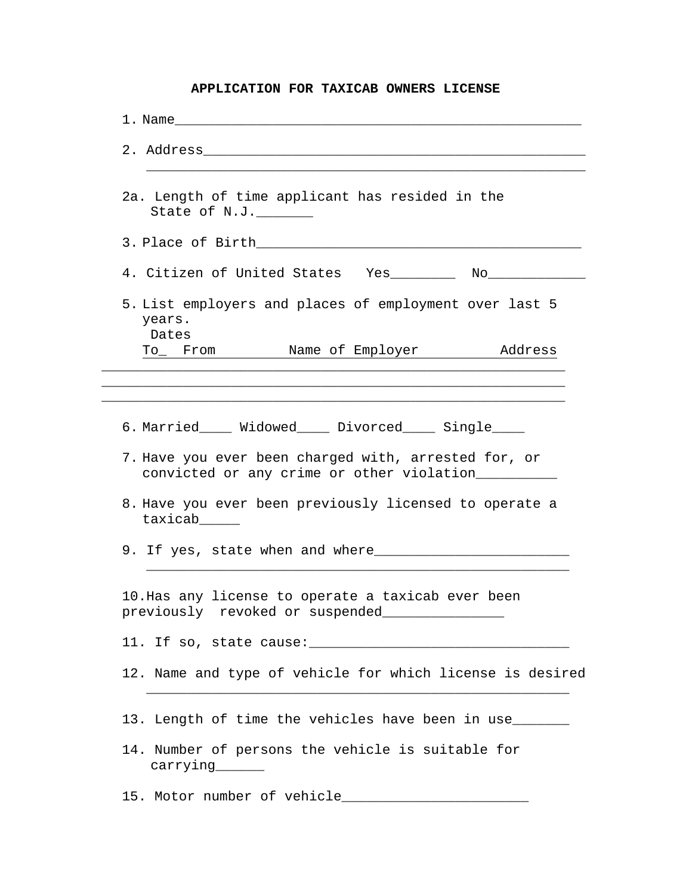# APPLICATION FOR TAXICAB OWNERS LICENSE

1. Name_____________________________________________________

2. Address__________________________________________________
   _________________________________________________________

2a. Length of time applicant has resided in the State of N.J._______

3. Place of Birth________________________________________

4. Citizen of United States   Yes________  No____________

5. List employers and places of employment over last 5 years.

| Dates To_ | From | Name of Employer | Address |
|---|---|---|---|
| | | | |
| | | | |
| | | | |

6. Married____ Widowed____ Divorced____ Single____

7. Have you ever been charged with, arrested for, or convicted or any crime or other violation__________

8. Have you ever been previously licensed to operate a taxicab_____

9. If yes, state when and where________________________
   _____________________________________________________

10. Has any license to operate a taxicab ever been previously  revoked or suspended_______________

11. If so, state cause:________________________________

12. Name and type of vehicle for which license is desired
    _____________________________________________________

13. Length of time the vehicles have been in use_______

14. Number of persons the vehicle is suitable for carrying______

15. Motor number of vehicle_______________________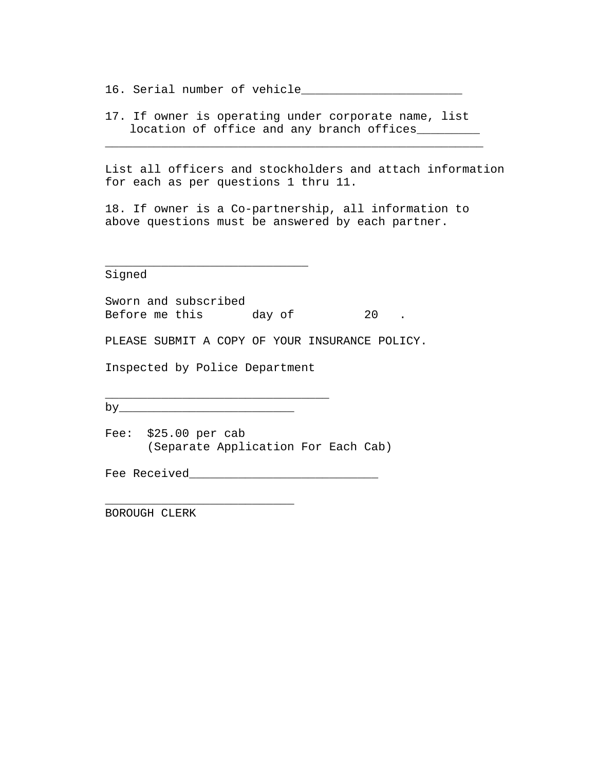16. Serial number of vehicle_______________________

17. If owner is operating under corporate name, list location of office and any branch offices_________
______________________________________________________

List all officers and stockholders and attach information for each as per questions 1 thru 11.

18. If owner is a Co-partnership, all information to above questions must be answered by each partner.

_____________________________
Signed

Sworn and subscribed
Before me this       day of          20   .

PLEASE SUBMIT A COPY OF YOUR INSURANCE POLICY.

Inspected by Police Department

________________________________
by_________________________

Fee: $25.00 per cab
(Separate Application For Each Cab)

Fee Received___________________________

___________________________
BOROUGH CLERK